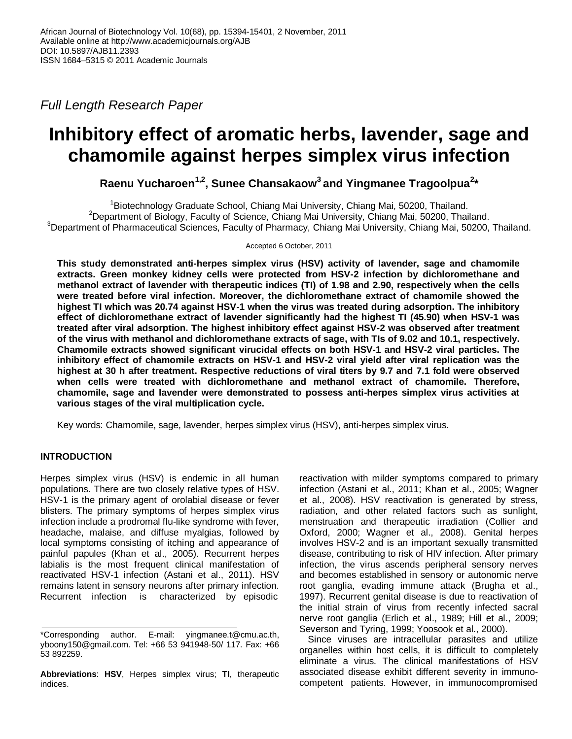*Full Length Research Paper*

# Inhibitory effect of aromatic herbs, lavender, sage and chamomile against herpes simplex virus infection

**Raenu Yucharoen[1,2], Sunee Chansakaow[3] and Yingmanee Tragoolpua[2]***

[1]Biotechnology Graduate School, Chiang Mai University, Chiang Mai, 50200, Thailand.
[2]Department of Biology, Faculty of Science, Chiang Mai University, Chiang Mai, 50200, Thailand.
[3]Department of Pharmaceutical Sciences, Faculty of Pharmacy, Chiang Mai University, Chiang Mai, 50200, Thailand.

Accepted 6 October, 2011

**This study demonstrated anti-herpes simplex virus (HSV) activity of lavender, sage and chamomile extracts. Green monkey kidney cells were protected from HSV-2 infection by dichloromethane and methanol extract of lavender with therapeutic indices (TI) of 1.98 and 2.90, respectively when the cells were treated before viral infection. Moreover, the dichloromethane extract of chamomile showed the highest TI which was 20.74 against HSV-1 when the virus was treated during adsorption. The inhibitory effect of dichloromethane extract of lavender significantly had the highest TI (45.90) when HSV-1 was treated after viral adsorption. The highest inhibitory effect against HSV-2 was observed after treatment of the virus with methanol and dichloromethane extracts of sage, with TIs of 9.02 and 10.1, respectively. Chamomile extracts showed significant virucidal effects on both HSV-1 and HSV-2 viral particles. The inhibitory effect of chamomile extracts on HSV-1 and HSV-2 viral yield after viral replication was the highest at 30 h after treatment. Respective reductions of viral titers by 9.7 and 7.1 fold were observed when cells were treated with dichloromethane and methanol extract of chamomile. Therefore, chamomile, sage and lavender were demonstrated to possess anti-herpes simplex virus activities at various stages of the viral multiplication cycle.**

Key words: Chamomile, sage, lavender, herpes simplex virus (HSV), anti-herpes simplex virus.

## INTRODUCTION

Herpes simplex virus (HSV) is endemic in all human populations. There are two closely relative types of HSV. HSV-1 is the primary agent of orolabial disease or fever blisters. The primary symptoms of herpes simplex virus infection include a prodromal flu-like syndrome with fever, headache, malaise, and diffuse myalgias, followed by local symptoms consisting of itching and appearance of painful papules (Khan et al., 2005). Recurrent herpes labialis is the most frequent clinical manifestation of reactivated HSV-1 infection (Astani et al., 2011). HSV remains latent in sensory neurons after primary infection. Recurrent infection is characterized by episodic reactivation with milder symptoms compared to primary infection (Astani et al., 2011; Khan et al., 2005; Wagner et al., 2008). HSV reactivation is generated by stress, radiation, and other related factors such as sunlight, menstruation and therapeutic irradiation (Collier and Oxford, 2000; Wagner et al., 2008). Genital herpes involves HSV-2 and is an important sexually transmitted disease, contributing to risk of HIV infection. After primary infection, the virus ascends peripheral sensory nerves and becomes established in sensory or autonomic nerve root ganglia, evading immune attack (Brugha et al., 1997). Recurrent genital disease is due to reactivation of the initial strain of virus from recently infected sacral nerve root ganglia (Erlich et al., 1989; Hill et al., 2009; Severson and Tyring, 1999; Yoosook et al., 2000).

Since viruses are intracellular parasites and utilize organelles within host cells, it is difficult to completely eliminate a virus. The clinical manifestations of HSV associated disease exhibit different severity in immuno-competent patients. However, in immunocompromised

*Corresponding author. E-mail: yingmanee.t@cmu.ac.th, yboony150@gmail.com. Tel: +66 53 941948-50/ 117. Fax: +66 53 892259.

**Abbreviations**: **HSV**, Herpes simplex virus; **TI**, therapeutic indices.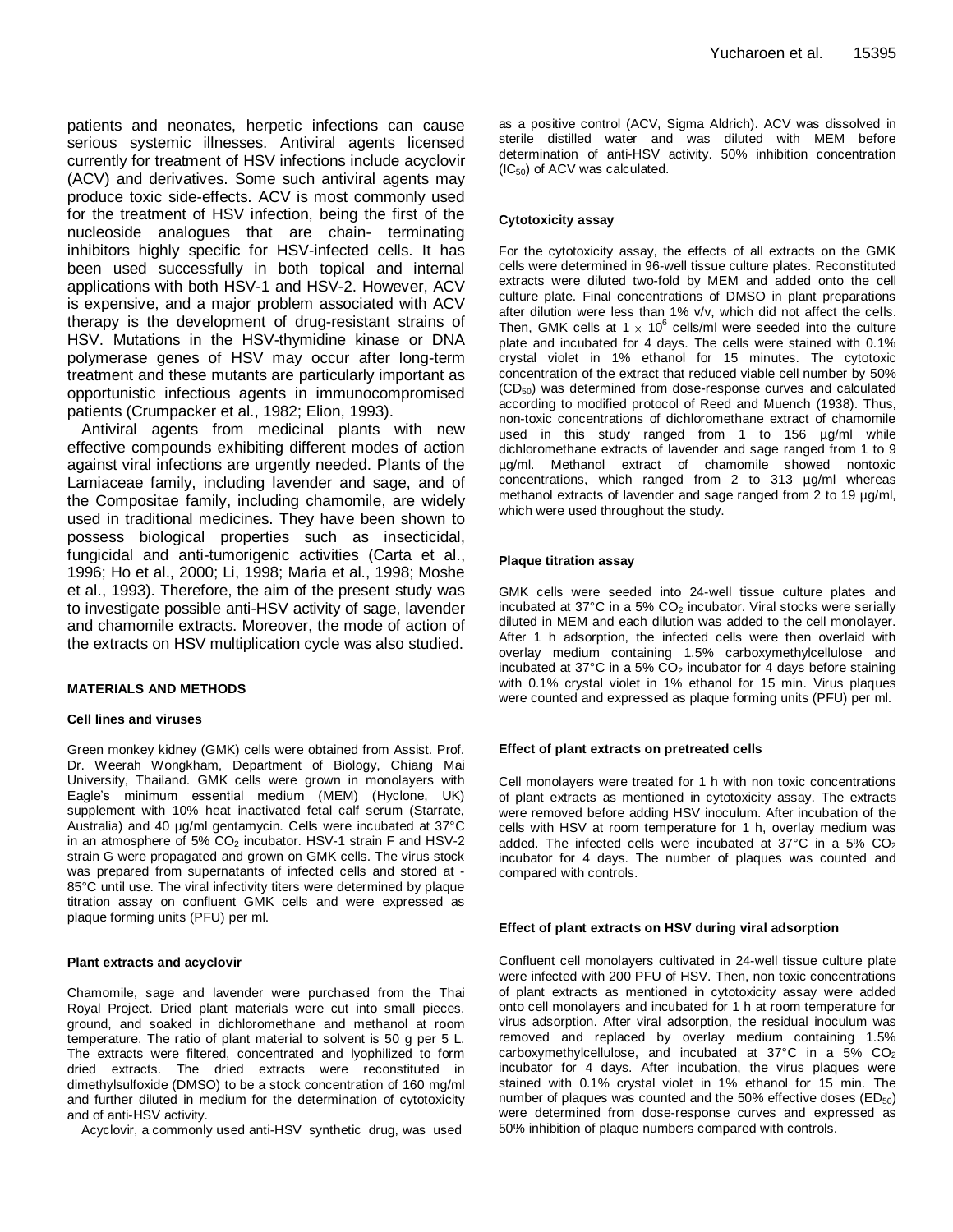patients and neonates, herpetic infections can cause serious systemic illnesses. Antiviral agents licensed currently for treatment of HSV infections include acyclovir (ACV) and derivatives. Some such antiviral agents may produce toxic side-effects. ACV is most commonly used for the treatment of HSV infection, being the first of the nucleoside analogues that are chain- terminating inhibitors highly specific for HSV-infected cells. It has been used successfully in both topical and internal applications with both HSV-1 and HSV-2. However, ACV is expensive, and a major problem associated with ACV therapy is the development of drug-resistant strains of HSV. Mutations in the HSV-thymidine kinase or DNA polymerase genes of HSV may occur after long-term treatment and these mutants are particularly important as opportunistic infectious agents in immunocompromised patients (Crumpacker et al., 1982; Elion, 1993).

Antiviral agents from medicinal plants with new effective compounds exhibiting different modes of action against viral infections are urgently needed. Plants of the Lamiaceae family, including lavender and sage, and of the Compositae family, including chamomile, are widely used in traditional medicines. They have been shown to possess biological properties such as insecticidal, fungicidal and anti-tumorigenic activities (Carta et al., 1996; Ho et al., 2000; Li, 1998; Maria et al., 1998; Moshe et al., 1993). Therefore, the aim of the present study was to investigate possible anti-HSV activity of sage, lavender and chamomile extracts. Moreover, the mode of action of the extracts on HSV multiplication cycle was also studied.

## MATERIALS AND METHODS

### Cell lines and viruses

Green monkey kidney (GMK) cells were obtained from Assist. Prof. Dr. Weerah Wongkham, Department of Biology, Chiang Mai University, Thailand. GMK cells were grown in monolayers with Eagle's minimum essential medium (MEM) (Hyclone, UK) supplement with 10% heat inactivated fetal calf serum (Starrate, Australia) and 40 µg/ml gentamycin. Cells were incubated at 37°C in an atmosphere of 5% $CO_2$ incubator. HSV-1 strain F and HSV-2 strain G were propagated and grown on GMK cells. The virus stock was prepared from supernatants of infected cells and stored at -85°C until use. The viral infectivity titers were determined by plaque titration assay on confluent GMK cells and were expressed as plaque forming units (PFU) per ml.

### Plant extracts and acyclovir

Chamomile, sage and lavender were purchased from the Thai Royal Project. Dried plant materials were cut into small pieces, ground, and soaked in dichloromethane and methanol at room temperature. The ratio of plant material to solvent is 50 g per 5 L. The extracts were filtered, concentrated and lyophilized to form dried extracts. The dried extracts were reconstituted in dimethylsulfoxide (DMSO) to be a stock concentration of 160 mg/ml and further diluted in medium for the determination of cytotoxicity and of anti-HSV activity.

Acyclovir, a commonly used anti-HSV synthetic drug, was used as a positive control (ACV, Sigma Aldrich). ACV was dissolved in sterile distilled water and was diluted with MEM before determination of anti-HSV activity. 50% inhibition concentration ($IC_{50}$) of ACV was calculated.

### Cytotoxicity assay

For the cytotoxicity assay, the effects of all extracts on the GMK cells were determined in 96-well tissue culture plates. Reconstituted extracts were diluted two-fold by MEM and added onto the cell culture plate. Final concentrations of DMSO in plant preparations after dilution were less than 1% v/v, which did not affect the cells. Then, GMK cells at $1 \times 10^6$ cells/ml were seeded into the culture plate and incubated for 4 days. The cells were stained with 0.1% crystal violet in 1% ethanol for 15 minutes. The cytotoxic concentration of the extract that reduced viable cell number by 50% ($CD_{50}$) was determined from dose-response curves and calculated according to modified protocol of Reed and Muench (1938). Thus, non-toxic concentrations of dichloromethane extract of chamomile used in this study ranged from 1 to 156 µg/ml while dichloromethane extracts of lavender and sage ranged from 1 to 9 µg/ml. Methanol extract of chamomile showed nontoxic concentrations, which ranged from 2 to 313 µg/ml whereas methanol extracts of lavender and sage ranged from 2 to 19 µg/ml, which were used throughout the study.

### Plaque titration assay

GMK cells were seeded into 24-well tissue culture plates and incubated at 37°C in a 5% $CO_2$ incubator. Viral stocks were serially diluted in MEM and each dilution was added to the cell monolayer. After 1 h adsorption, the infected cells were then overlaid with overlay medium containing 1.5% carboxymethylcellulose and incubated at 37°C in a 5% $CO_2$ incubator for 4 days before staining with 0.1% crystal violet in 1% ethanol for 15 min. Virus plaques were counted and expressed as plaque forming units (PFU) per ml.

### Effect of plant extracts on pretreated cells

Cell monolayers were treated for 1 h with non toxic concentrations of plant extracts as mentioned in cytotoxicity assay. The extracts were removed before adding HSV inoculum. After incubation of the cells with HSV at room temperature for 1 h, overlay medium was added. The infected cells were incubated at 37°C in a 5% $CO_2$ incubator for 4 days. The number of plaques was counted and compared with controls.

### Effect of plant extracts on HSV during viral adsorption

Confluent cell monolayers cultivated in 24-well tissue culture plate were infected with 200 PFU of HSV. Then, non toxic concentrations of plant extracts as mentioned in cytotoxicity assay were added onto cell monolayers and incubated for 1 h at room temperature for virus adsorption. After viral adsorption, the residual inoculum was removed and replaced by overlay medium containing 1.5% carboxymethylcellulose, and incubated at 37°C in a 5% $CO_2$ incubator for 4 days. After incubation, the virus plaques were stained with 0.1% crystal violet in 1% ethanol for 15 min. The number of plaques was counted and the 50% effective doses ($ED_{50}$) were determined from dose-response curves and expressed as 50% inhibition of plaque numbers compared with controls.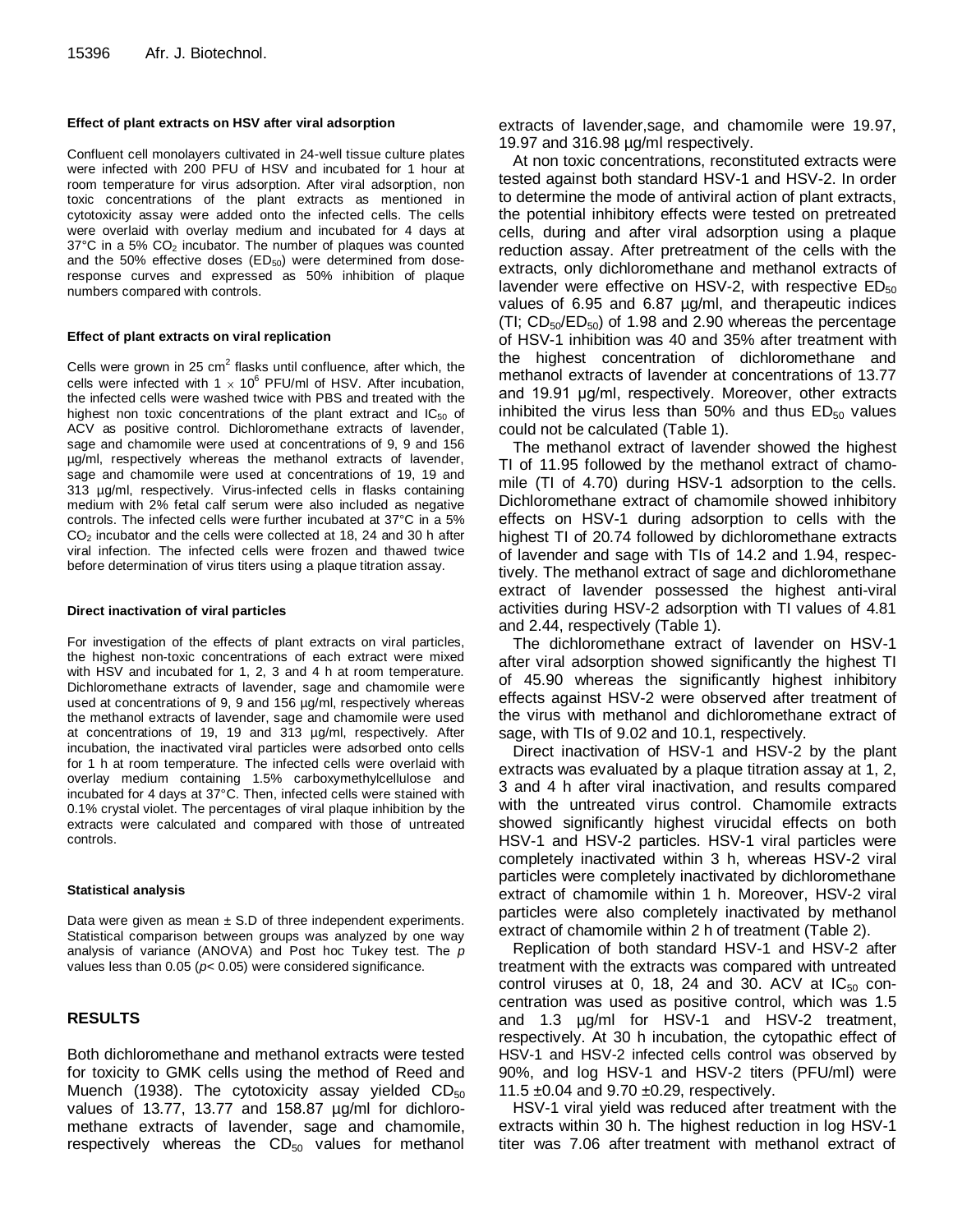#### Effect of plant extracts on HSV after viral adsorption

Confluent cell monolayers cultivated in 24-well tissue culture plates were infected with 200 PFU of HSV and incubated for 1 hour at room temperature for virus adsorption. After viral adsorption, non toxic concentrations of the plant extracts as mentioned in cytotoxicity assay were added onto the infected cells. The cells were overlaid with overlay medium and incubated for 4 days at 37°C in a 5% $CO_2$ incubator. The number of plaques was counted and the 50% effective doses ($ED_{50}$) were determined from dose-response curves and expressed as 50% inhibition of plaque numbers compared with controls.

#### Effect of plant extracts on viral replication

Cells were grown in 25 $cm^2$ flasks until confluence, after which, the cells were infected with $1 \times 10^6$ PFU/ml of HSV. After incubation, the infected cells were washed twice with PBS and treated with the highest non toxic concentrations of the plant extract and $IC_{50}$ of ACV as positive control. Dichloromethane extracts of lavender, sage and chamomile were used at concentrations of 9, 9 and 156 µg/ml, respectively whereas the methanol extracts of lavender, sage and chamomile were used at concentrations of 19, 19 and 313 µg/ml, respectively. Virus-infected cells in flasks containing medium with 2% fetal calf serum were also included as negative controls. The infected cells were further incubated at 37°C in a 5% $CO_2$ incubator and the cells were collected at 18, 24 and 30 h after viral infection. The infected cells were frozen and thawed twice before determination of virus titers using a plaque titration assay.

#### Direct inactivation of viral particles

For investigation of the effects of plant extracts on viral particles, the highest non-toxic concentrations of each extract were mixed with HSV and incubated for 1, 2, 3 and 4 h at room temperature. Dichloromethane extracts of lavender, sage and chamomile were used at concentrations of 9, 9 and 156 µg/ml, respectively whereas the methanol extracts of lavender, sage and chamomile were used at concentrations of 19, 19 and 313 µg/ml, respectively. After incubation, the inactivated viral particles were adsorbed onto cells for 1 h at room temperature. The infected cells were overlaid with overlay medium containing 1.5% carboxymethylcellulose and incubated for 4 days at 37°C. Then, infected cells were stained with 0.1% crystal violet. The percentages of viral plaque inhibition by the extracts were calculated and compared with those of untreated controls.

#### Statistical analysis

Data were given as mean ± S.D of three independent experiments. Statistical comparison between groups was analyzed by one way analysis of variance (ANOVA) and Post hoc Tukey test. The *p* values less than 0.05 ($p < 0.05$) were considered significance.

## RESULTS

Both dichloromethane and methanol extracts were tested for toxicity to GMK cells using the method of Reed and Muench (1938). The cytotoxicity assay yielded $CD_{50}$ values of 13.77, 13.77 and 158.87 µg/ml for dichloromethane extracts of lavender, sage and chamomile, respectively whereas the $CD_{50}$ values for methanol extracts of lavender,sage, and chamomile were 19.97, 19.97 and 316.98 µg/ml respectively.

At non toxic concentrations, reconstituted extracts were tested against both standard HSV-1 and HSV-2. In order to determine the mode of antiviral action of plant extracts, the potential inhibitory effects were tested on pretreated cells, during and after viral adsorption using a plaque reduction assay. After pretreatment of the cells with the extracts, only dichloromethane and methanol extracts of lavender were effective on HSV-2, with respective $ED_{50}$ values of 6.95 and 6.87 µg/ml, and therapeutic indices (TI; $CD_{50}/ED_{50}$) of 1.98 and 2.90 whereas the percentage of HSV-1 inhibition was 40 and 35% after treatment with the highest concentration of dichloromethane and methanol extracts of lavender at concentrations of 13.77 and 19.91 µg/ml, respectively. Moreover, other extracts inhibited the virus less than 50% and thus $ED_{50}$ values could not be calculated (Table 1).

The methanol extract of lavender showed the highest TI of 11.95 followed by the methanol extract of chamomile (TI of 4.70) during HSV-1 adsorption to the cells. Dichloromethane extract of chamomile showed inhibitory effects on HSV-1 during adsorption to cells with the highest TI of 20.74 followed by dichloromethane extracts of lavender and sage with TIs of 14.2 and 1.94, respectively. The methanol extract of sage and dichloromethane extract of lavender possessed the highest anti-viral activities during HSV-2 adsorption with TI values of 4.81 and 2.44, respectively (Table 1).

The dichloromethane extract of lavender on HSV-1 after viral adsorption showed significantly the highest TI of 45.90 whereas the significantly highest inhibitory effects against HSV-2 were observed after treatment of the virus with methanol and dichloromethane extract of sage, with TIs of 9.02 and 10.1, respectively.

Direct inactivation of HSV-1 and HSV-2 by the plant extracts was evaluated by a plaque titration assay at 1, 2, 3 and 4 h after viral inactivation, and results compared with the untreated virus control. Chamomile extracts showed significantly highest virucidal effects on both HSV-1 and HSV-2 particles. HSV-1 viral particles were completely inactivated within 3 h, whereas HSV-2 viral particles were completely inactivated by dichloromethane extract of chamomile within 1 h. Moreover, HSV-2 viral particles were also completely inactivated by methanol extract of chamomile within 2 h of treatment (Table 2).

Replication of both standard HSV-1 and HSV-2 after treatment with the extracts was compared with untreated control viruses at 0, 18, 24 and 30. ACV at $IC_{50}$ concentration was used as positive control, which was 1.5 and 1.3 µg/ml for HSV-1 and HSV-2 treatment, respectively. At 30 h incubation, the cytopathic effect of HSV-1 and HSV-2 infected cells control was observed by 90%, and log HSV-1 and HSV-2 titers (PFU/ml) were 11.5 ±0.04 and 9.70 ±0.29, respectively.

HSV-1 viral yield was reduced after treatment with the extracts within 30 h. The highest reduction in log HSV-1 titer was 7.06 after treatment with methanol extract of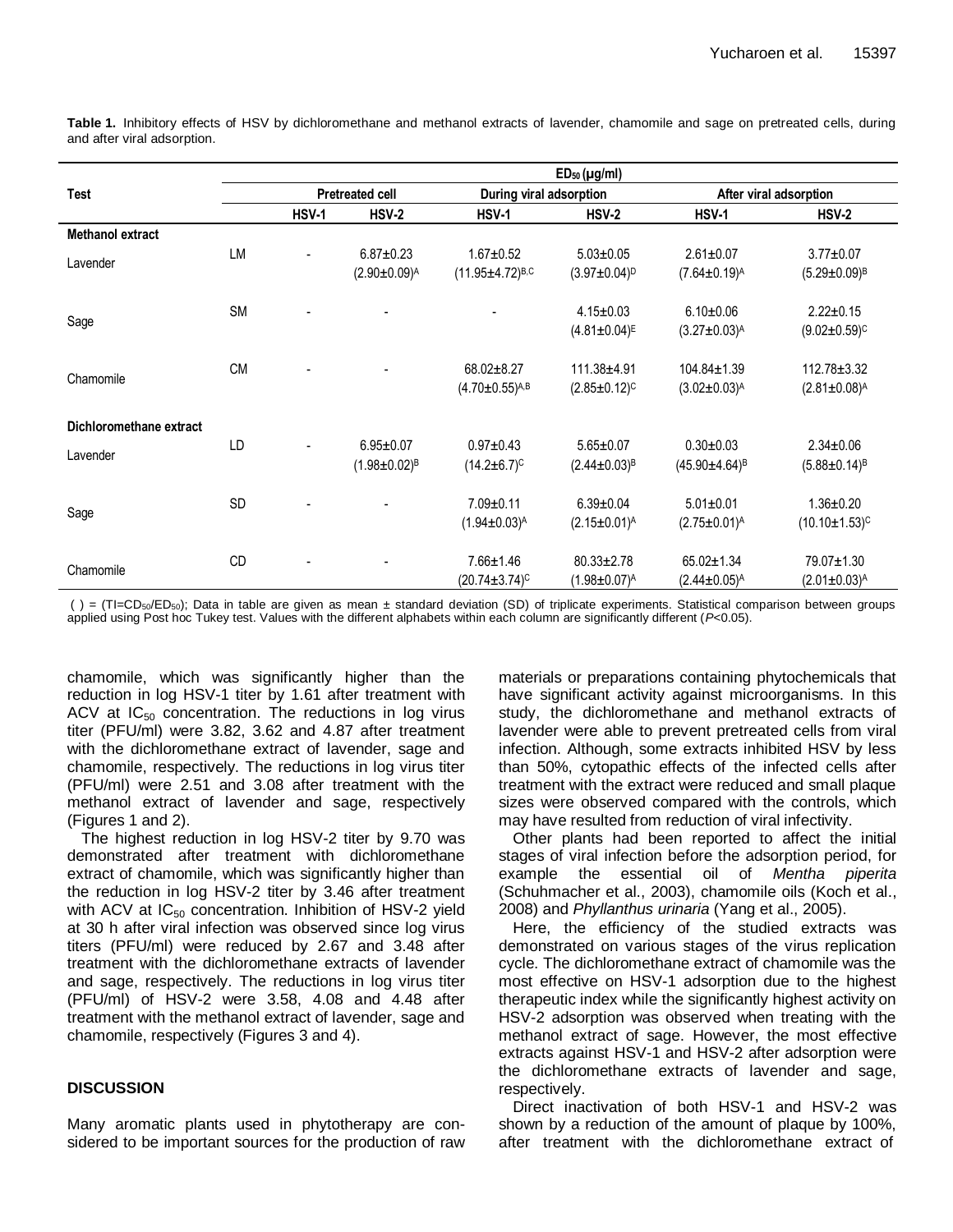**Table 1.** Inhibitory effects of HSV by dichloromethane and methanol extracts of lavender, chamomile and sage on pretreated cells, during and after viral adsorption.

| Test | | $ED_{50}$ (µg/ml) | | | | | |
|---|---|---|---|---|---|---|---|
| | | Pretreated cell | | During viral adsorption | | After viral adsorption | |
| | | HSV-1 | HSV-2 | HSV-1 | HSV-2 | HSV-1 | HSV-2 |
| **Methanol extract** | | | | | | | |
| Lavender | LM | - | 6.87±0.23 (2.90±0.09)[A] | 1.67±0.52 (11.95±4.72)[B,C] | 5.03±0.05 (3.97±0.04)[D] | 2.61±0.07 (7.64±0.19)[A] | 3.77±0.07 (5.29±0.09)[B] |
| Sage | SM | - | - | - | 4.15±0.03 (4.81±0.04)[E] | 6.10±0.06 (3.27±0.03)[A] | 2.22±0.15 (9.02±0.59)[C] |
| Chamomile | CM | - | - | 68.02±8.27 (4.70±0.55)[A,B] | 111.38±4.91 (2.85±0.12)[C] | 104.84±1.39 (3.02±0.03)[A] | 112.78±3.32 (2.81±0.08)[A] |
| **Dichloromethane extract** | | | | | | | |
| Lavender | LD | - | 6.95±0.07 (1.98±0.02)[B] | 0.97±0.43 (14.2±6.7)[C] | 5.65±0.07 (2.44±0.03)[B] | 0.30±0.03 (45.90±4.64)[B] | 2.34±0.06 (5.88±0.14)[B] |
| Sage | SD | - | - | 7.09±0.11 (1.94±0.03)[A] | 6.39±0.04 (2.15±0.01)[A] | 5.01±0.01 (2.75±0.01)[A] | 1.36±0.20 (10.10±1.53)[C] |
| Chamomile | CD | - | - | 7.66±1.46 (20.74±3.74)[C] | 80.33±2.78 (1.98±0.07)[A] | 65.02±1.34 (2.44±0.05)[A] | 79.07±1.30 (2.01±0.03)[A] |

( ) = ($TI = CD_{50}/ED_{50}$); Data in table are given as mean ± standard deviation (SD) of triplicate experiments. Statistical comparison between groups applied using Post hoc Tukey test. Values with the different alphabets within each column are significantly different ($P<0.05$).

chamomile, which was significantly higher than the reduction in log HSV-1 titer by 1.61 after treatment with ACV at $IC_{50}$ concentration. The reductions in log virus titer (PFU/ml) were 3.82, 3.62 and 4.87 after treatment with the dichloromethane extract of lavender, sage and chamomile, respectively. The reductions in log virus titer (PFU/ml) were 2.51 and 3.08 after treatment with the methanol extract of lavender and sage, respectively (Figures 1 and 2).

The highest reduction in log HSV-2 titer by 9.70 was demonstrated after treatment with dichloromethane extract of chamomile, which was significantly higher than the reduction in log HSV-2 titer by 3.46 after treatment with ACV at $IC_{50}$ concentration. Inhibition of HSV-2 yield at 30 h after viral infection was observed since log virus titers (PFU/ml) were reduced by 2.67 and 3.48 after treatment with the dichloromethane extracts of lavender and sage, respectively. The reductions in log virus titer (PFU/ml) of HSV-2 were 3.58, 4.08 and 4.48 after treatment with the methanol extract of lavender, sage and chamomile, respectively (Figures 3 and 4).

## DISCUSSION

Many aromatic plants used in phytotherapy are considered to be important sources for the production of raw materials or preparations containing phytochemicals that have significant activity against microorganisms. In this study, the dichloromethane and methanol extracts of lavender were able to prevent pretreated cells from viral infection. Although, some extracts inhibited HSV by less than 50%, cytopathic effects of the infected cells after treatment with the extract were reduced and small plaque sizes were observed compared with the controls, which may have resulted from reduction of viral infectivity.

Other plants had been reported to affect the initial stages of viral infection before the adsorption period, for example the essential oil of *Mentha piperita* (Schuhmacher et al., 2003), chamomile oils (Koch et al., 2008) and *Phyllanthus urinaria* (Yang et al., 2005).

Here, the efficiency of the studied extracts was demonstrated on various stages of the virus replication cycle. The dichloromethane extract of chamomile was the most effective on HSV-1 adsorption due to the highest therapeutic index while the significantly highest activity on HSV-2 adsorption was observed when treating with the methanol extract of sage. However, the most effective extracts against HSV-1 and HSV-2 after adsorption were the dichloromethane extracts of lavender and sage, respectively.

Direct inactivation of both HSV-1 and HSV-2 was shown by a reduction of the amount of plaque by 100%, after treatment with the dichloromethane extract of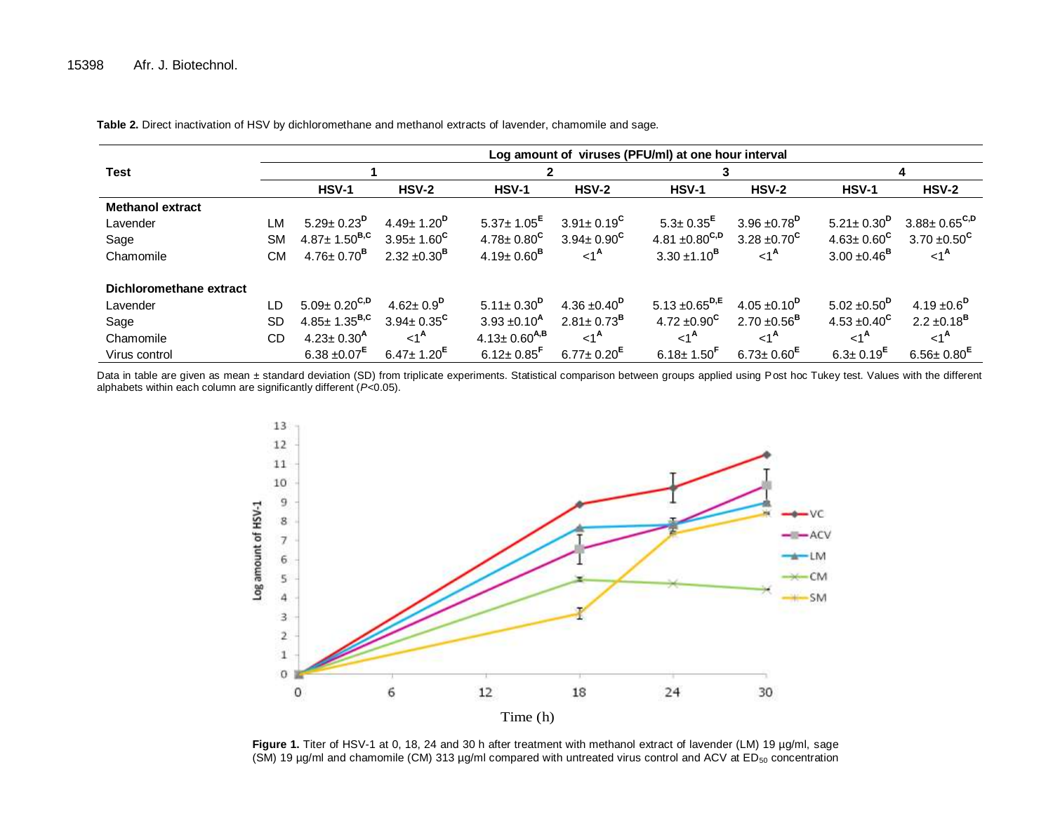**Table 2.** Direct inactivation of HSV by dichloromethane and methanol extracts of lavender, chamomile and sage.

| Test | | Log amount of viruses (PFU/ml) at one hour interval | | | | | | | |
|---|---|---|---|---|---|---|---|---|---|
| | | 1 | | 2 | | 3 | | 4 | |
| | | HSV-1 | HSV-2 | HSV-1 | HSV-2 | HSV-1 | HSV-2 | HSV-1 | HSV-2 |
| **Methanol extract** | | | | | | | | | |
| Lavender | LM | 5.29± 0.23$^{D}$ | 4.49± 1.20$^{D}$ | 5.37± 1.05$^{E}$ | 3.91± 0.19$^{C}$ | 5.3± 0.35$^{E}$ | 3.96 ±0.78$^{D}$ | 5.21± 0.30$^{D}$ | 3.88± 0.65$^{C,D}$ |
| Sage | SM | 4.87± 1.50$^{B,C}$ | 3.95± 1.60$^{C}$ | 4.78± 0.80$^{C}$ | 3.94± 0.90$^{C}$ | 4.81 ±0.80$^{C,D}$ | 3.28 ±0.70$^{C}$ | 4.63± 0.60$^{C}$ | 3.70 ±0.50$^{C}$ |
| Chamomile | CM | 4.76± 0.70$^{B}$ | 2.32 ±0.30$^{B}$ | 4.19± 0.60$^{B}$ | <1$^{A}$ | 3.30 ±1.10$^{B}$ | <1$^{A}$ | 3.00 ±0.46$^{B}$ | <1$^{A}$ |
| **Dichloromethane extract** | | | | | | | | | |
| Lavender | LD | 5.09± 0.20$^{C,D}$ | 4.62± 0.9$^{D}$ | 5.11± 0.30$^{D}$ | 4.36 ±0.40$^{D}$ | 5.13 ±0.65$^{D,E}$ | 4.05 ±0.10$^{D}$ | 5.02 ±0.50$^{D}$ | 4.19 ±0.6$^{D}$ |
| Sage | SD | 4.85± 1.35$^{B,C}$ | 3.94± 0.35$^{C}$ | 3.93 ±0.10$^{A}$ | 2.81± 0.73$^{B}$ | 4.72 ±0.90$^{C}$ | 2.70 ±0.56$^{B}$ | 4.53 ±0.40$^{C}$ | 2.2 ±0.18$^{B}$ |
| Chamomile | CD | 4.23± 0.30$^{A}$ | <1$^{A}$ | 4.13± 0.60$^{A,B}$ | <1$^{A}$ | <1$^{A}$ | <1$^{A}$ | <1$^{A}$ | <1$^{A}$ |
| Virus control | | 6.38 ±0.07$^{E}$ | 6.47± 1.20$^{E}$ | 6.12± 0.85$^{F}$ | 6.77± 0.20$^{E}$ | 6.18± 1.50$^{F}$ | 6.73± 0.60$^{E}$ | 6.3± 0.19$^{E}$ | 6.56± 0.80$^{E}$ |

Data in table are given as mean ± standard deviation (SD) from triplicate experiments. Statistical comparison between groups applied using Post hoc Tukey test. Values with the different alphabets within each column are significantly different (*P*<0.05).

**Figure 1.** Titer of HSV-1 at 0, 18, 24 and 30 h after treatment with methanol extract of lavender (LM) 19 µg/ml, sage (SM) 19 µg/ml and chamomile (CM) 313 µg/ml compared with untreated virus control and ACV at $ED_{50}$ concentration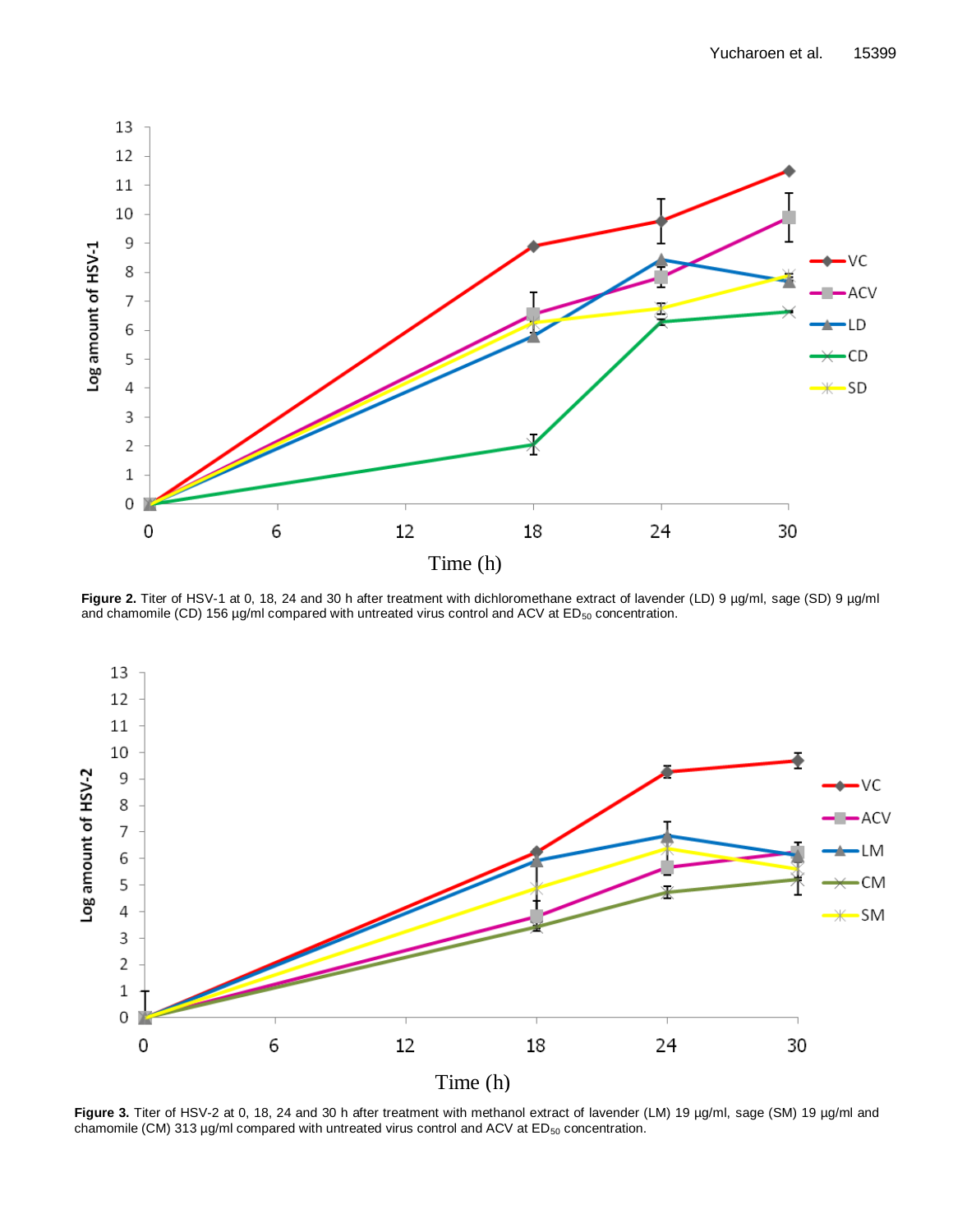**Figure 2.** Titer of HSV-1 at 0, 18, 24 and 30 h after treatment with dichloromethane extract of lavender (LD) 9 µg/ml, sage (SD) 9 µg/ml and chamomile (CD) 156 µg/ml compared with untreated virus control and ACV at $ED_{50}$ concentration.

**Figure 3.** Titer of HSV-2 at 0, 18, 24 and 30 h after treatment with methanol extract of lavender (LM) 19 µg/ml, sage (SM) 19 µg/ml and chamomile (CM) 313 µg/ml compared with untreated virus control and ACV at $ED_{50}$ concentration.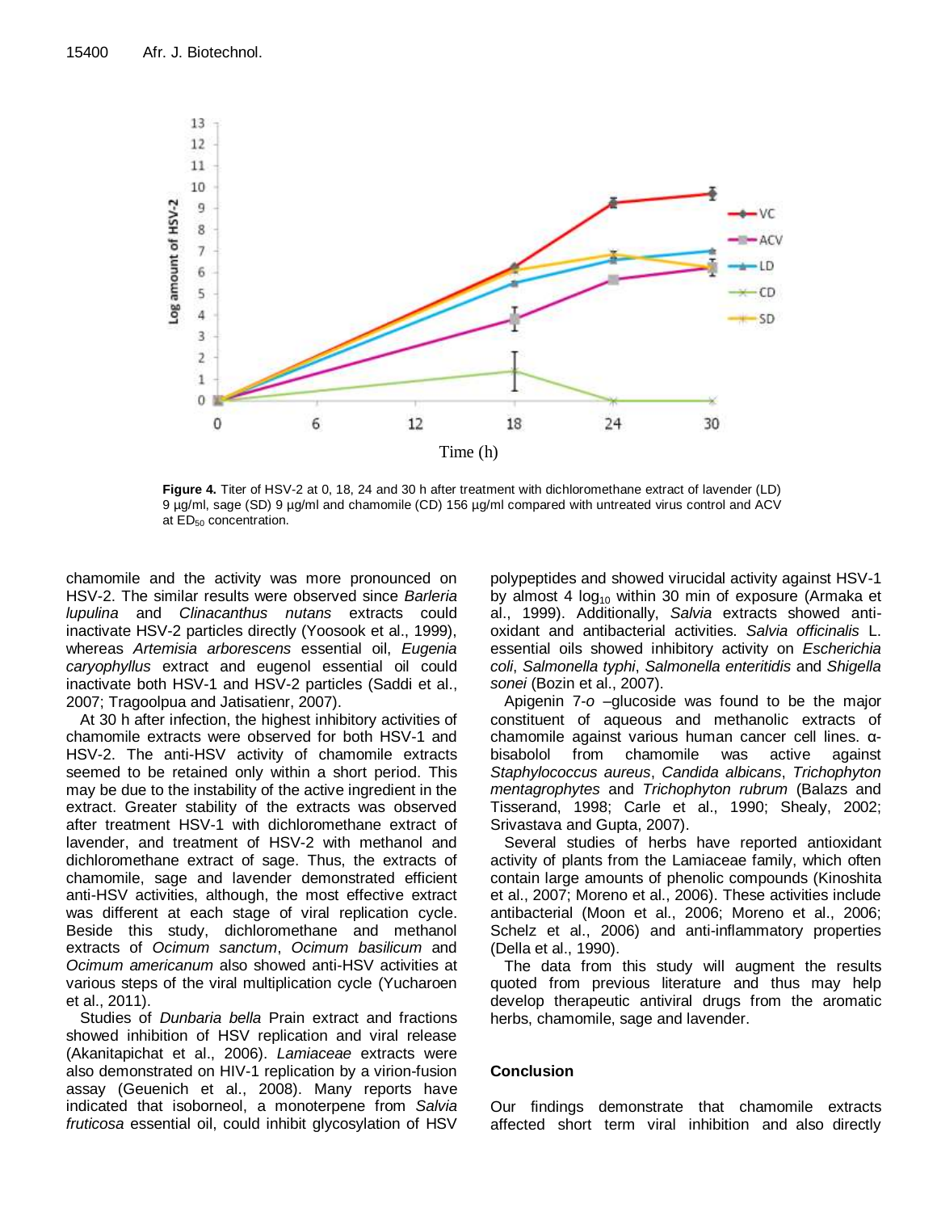**Figure 4.** Titer of HSV-2 at 0, 18, 24 and 30 h after treatment with dichloromethane extract of lavender (LD) 9 µg/ml, sage (SD) 9 µg/ml and chamomile (CD) 156 µg/ml compared with untreated virus control and ACV at $ED_{50}$ concentration.

chamomile and the activity was more pronounced on HSV-2. The similar results were observed since *Barleria lupulina* and *Clinacanthus nutans* extracts could inactivate HSV-2 particles directly (Yoosook et al., 1999), whereas *Artemisia arborescens* essential oil, *Eugenia caryophyllus* extract and eugenol essential oil could inactivate both HSV-1 and HSV-2 particles (Saddi et al., 2007; Tragoolpua and Jatisatienr, 2007).

At 30 h after infection, the highest inhibitory activities of chamomile extracts were observed for both HSV-1 and HSV-2. The anti-HSV activity of chamomile extracts seemed to be retained only within a short period. This may be due to the instability of the active ingredient in the extract. Greater stability of the extracts was observed after treatment HSV-1 with dichloromethane extract of lavender, and treatment of HSV-2 with methanol and dichloromethane extract of sage. Thus, the extracts of chamomile, sage and lavender demonstrated efficient anti-HSV activities, although, the most effective extract was different at each stage of viral replication cycle. Beside this study, dichloromethane and methanol extracts of *Ocimum sanctum*, *Ocimum basilicum* and *Ocimum americanum* also showed anti-HSV activities at various steps of the viral multiplication cycle (Yucharoen et al., 2011).

Studies of *Dunbaria bella* Prain extract and fractions showed inhibition of HSV replication and viral release (Akanitapichat et al., 2006). *Lamiaceae* extracts were also demonstrated on HIV-1 replication by a virion-fusion assay (Geuenich et al., 2008). Many reports have indicated that isoborneol, a monoterpene from *Salvia fruticosa* essential oil, could inhibit glycosylation of HSV polypeptides and showed virucidal activity against HSV-1 by almost 4 $\log_{10}$ within 30 min of exposure (Armaka et al., 1999). Additionally, *Salvia* extracts showed anti-oxidant and antibacterial activities. *Salvia officinalis* L. essential oils showed inhibitory activity on *Escherichia coli*, *Salmonella typhi*, *Salmonella enteritidis* and *Shigella sonei* (Bozin et al., 2007).

Apigenin 7-*o* –glucoside was found to be the major constituent of aqueous and methanolic extracts of chamomile against various human cancer cell lines. α-bisabolol from chamomile was active against *Staphylococcus aureus*, *Candida albicans*, *Trichophyton mentagrophytes* and *Trichophyton rubrum* (Balazs and Tisserand, 1998; Carle et al., 1990; Shealy, 2002; Srivastava and Gupta, 2007).

Several studies of herbs have reported antioxidant activity of plants from the Lamiaceae family, which often contain large amounts of phenolic compounds (Kinoshita et al., 2007; Moreno et al., 2006). These activities include antibacterial (Moon et al., 2006; Moreno et al., 2006; Schelz et al., 2006) and anti-inflammatory properties (Della et al., 1990).

The data from this study will augment the results quoted from previous literature and thus may help develop therapeutic antiviral drugs from the aromatic herbs, chamomile, sage and lavender.

## Conclusion

Our findings demonstrate that chamomile extracts affected short term viral inhibition and also directly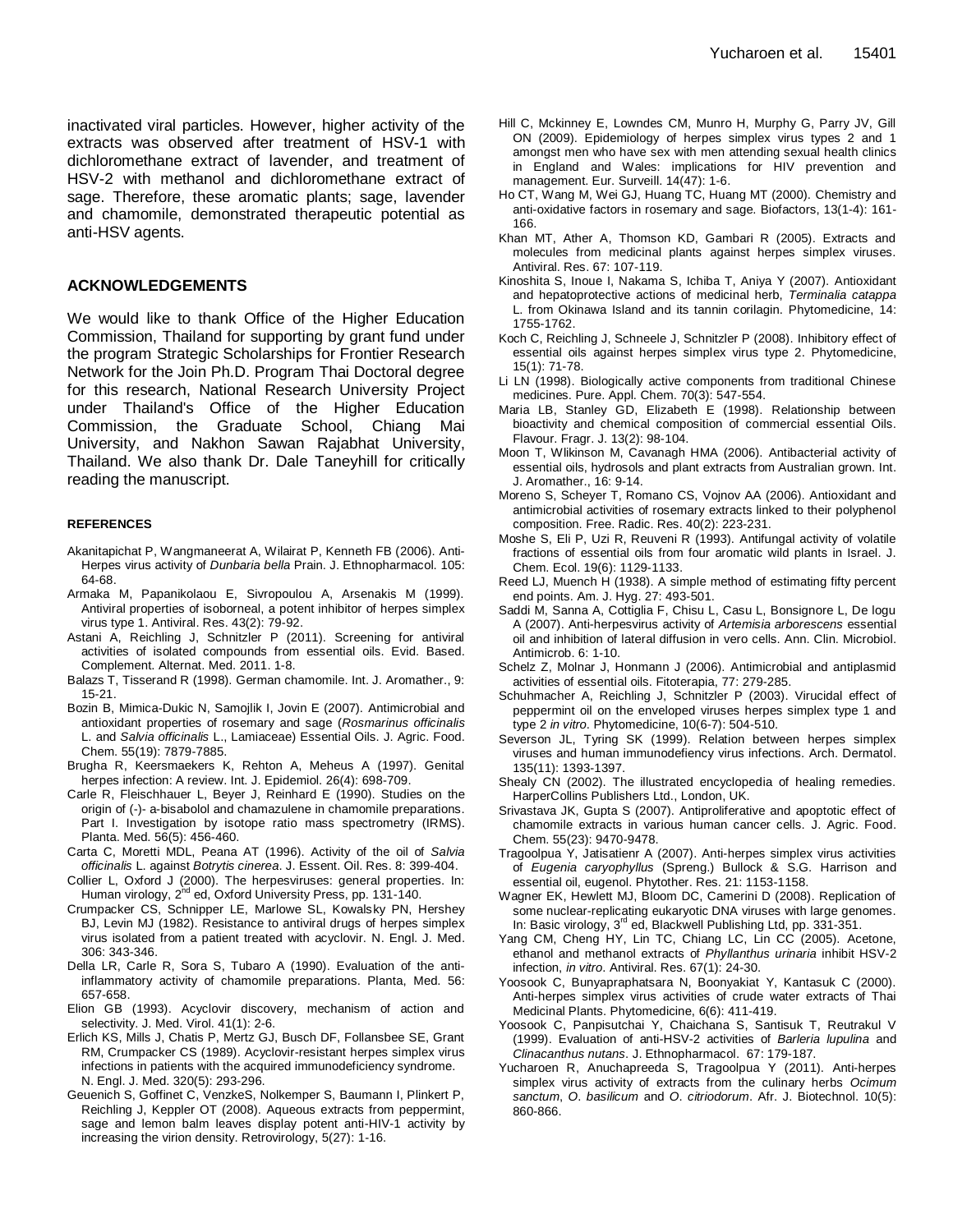inactivated viral particles. However, higher activity of the extracts was observed after treatment of HSV-1 with dichloromethane extract of lavender, and treatment of HSV-2 with methanol and dichloromethane extract of sage. Therefore, these aromatic plants; sage, lavender and chamomile, demonstrated therapeutic potential as anti-HSV agents.

## ACKNOWLEDGEMENTS

We would like to thank Office of the Higher Education Commission, Thailand for supporting by grant fund under the program Strategic Scholarships for Frontier Research Network for the Join Ph.D. Program Thai Doctoral degree for this research, National Research University Project under Thailand's Office of the Higher Education Commission, the Graduate School, Chiang Mai University, and Nakhon Sawan Rajabhat University, Thailand. We also thank Dr. Dale Taneyhill for critically reading the manuscript.

## REFERENCES

Akanitapichat P, Wangmaneerat A, Wilairat P, Kenneth FB (2006). Anti-Herpes virus activity of *Dunbaria bella* Prain. J. Ethnopharmacol. 105: 64-68.

Armaka M, Papanikolaou E, Sivropoulou A, Arsenakis M (1999). Antiviral properties of isoborneal, a potent inhibitor of herpes simplex virus type 1. Antiviral. Res. 43(2): 79-92.

Astani A, Reichling J, Schnitzler P (2011). Screening for antiviral activities of isolated compounds from essential oils. Evid. Based. Complement. Alternat. Med. 2011. 1-8.

Balazs T, Tisserand R (1998). German chamomile. Int. J. Aromather., 9: 15-21.

Bozin B, Mimica-Dukic N, Samojlik I, Jovin E (2007). Antimicrobial and antioxidant properties of rosemary and sage (*Rosmarinus officinalis* L. and *Salvia officinalis* L., Lamiaceae) Essential Oils. J. Agric. Food. Chem. 55(19): 7879-7885.

Brugha R, Keersmaekers K, Rehton A, Meheus A (1997). Genital herpes infection: A review. Int. J. Epidemiol. 26(4): 698-709.

Carle R, Fleischhauer L, Beyer J, Reinhard E (1990). Studies on the origin of (-)- a-bisabolol and chamazulene in chamomile preparations. Part I. Investigation by isotope ratio mass spectrometry (IRMS). Planta. Med. 56(5): 456-460.

Carta C, Moretti MDL, Peana AT (1996). Activity of the oil of *Salvia officinalis* L. against *Botrytis cinerea*. J. Essent. Oil. Res. 8: 399-404.

Collier L, Oxford J (2000). The herpesviruses: general properties. In: Human virology, 2nd ed, Oxford University Press, pp. 131-140.

Crumpacker CS, Schnipper LE, Marlowe SL, Kowalsky PN, Hershey BJ, Levin MJ (1982). Resistance to antiviral drugs of herpes simplex virus isolated from a patient treated with acyclovir. N. Engl. J. Med. 306: 343-346.

Della LR, Carle R, Sora S, Tubaro A (1990). Evaluation of the anti-inflammatory activity of chamomile preparations. Planta, Med. 56: 657-658.

Elion GB (1993). Acyclovir discovery, mechanism of action and selectivity. J. Med. Virol. 41(1): 2-6.

Erlich KS, Mills J, Chatis P, Mertz GJ, Busch DF, Follansbee SE, Grant RM, Crumpacker CS (1989). Acyclovir-resistant herpes simplex virus infections in patients with the acquired immunodeficiency syndrome. N. Engl. J. Med. 320(5): 293-296.

Geuenich S, Goffinet C, VenzkeS, Nolkemper S, Baumann I, Plinkert P, Reichling J, Keppler OT (2008). Aqueous extracts from peppermint, sage and lemon balm leaves display potent anti-HIV-1 activity by increasing the virion density. Retrovirology, 5(27): 1-16.

Hill C, Mckinney E, Lowndes CM, Munro H, Murphy G, Parry JV, Gill ON (2009). Epidemiology of herpes simplex virus types 2 and 1 amongst men who have sex with men attending sexual health clinics in England and Wales: implications for HIV prevention and management. Eur. Surveill. 14(47): 1-6.

Ho CT, Wang M, Wei GJ, Huang TC, Huang MT (2000). Chemistry and anti-oxidative factors in rosemary and sage. Biofactors, 13(1-4): 161-166.

Khan MT, Ather A, Thomson KD, Gambari R (2005). Extracts and molecules from medicinal plants against herpes simplex viruses. Antiviral. Res. 67: 107-119.

Kinoshita S, Inoue I, Nakama S, Ichiba T, Aniya Y (2007). Antioxidant and hepatoprotective actions of medicinal herb, *Terminalia catappa* L. from Okinawa Island and its tannin corilagin. Phytomedicine, 14: 1755-1762.

Koch C, Reichling J, Schneele J, Schnitzler P (2008). Inhibitory effect of essential oils against herpes simplex virus type 2. Phytomedicine, 15(1): 71-78.

Li LN (1998). Biologically active components from traditional Chinese medicines. Pure. Appl. Chem. 70(3): 547-554.

Maria LB, Stanley GD, Elizabeth E (1998). Relationship between bioactivity and chemical composition of commercial essential Oils. Flavour. Fragr. J. 13(2): 98-104.

Moon T, Wlikinson M, Cavanagh HMA (2006). Antibacterial activity of essential oils, hydrosols and plant extracts from Australian grown. Int. J. Aromather., 16: 9-14.

Moreno S, Scheyer T, Romano CS, Vojnov AA (2006). Antioxidant and antimicrobial activities of rosemary extracts linked to their polyphenol composition. Free. Radic. Res. 40(2): 223-231.

Moshe S, Eli P, Uzi R, Reuveni R (1993). Antifungal activity of volatile fractions of essential oils from four aromatic wild plants in Israel. J. Chem. Ecol. 19(6): 1129-1133.

Reed LJ, Muench H (1938). A simple method of estimating fifty percent end points. Am. J. Hyg. 27: 493-501.

Saddi M, Sanna A, Cottiglia F, Chisu L, Casu L, Bonsignore L, De logu A (2007). Anti-herpesvirus activity of *Artemisia arborescens* essential oil and inhibition of lateral diffusion in vero cells. Ann. Clin. Microbiol. Antimicrob. 6: 1-10.

Schelz Z, Molnar J, Honmann J (2006). Antimicrobial and antiplasmid activities of essential oils. Fitoterapia, 77: 279-285.

Schuhmacher A, Reichling J, Schnitzler P (2003). Virucidal effect of peppermint oil on the enveloped viruses herpes simplex type 1 and type 2 *in vitro*. Phytomedicine, 10(6-7): 504-510.

Severson JL, Tyring SK (1999). Relation between herpes simplex viruses and human immunodeficiency virus infections. Arch. Dermatol. 135(11): 1393-1397.

Shealy CN (2002). The illustrated encyclopedia of healing remedies. HarperCollins Publishers Ltd., London, UK.

Srivastava JK, Gupta S (2007). Antiproliferative and apoptotic effect of chamomile extracts in various human cancer cells. J. Agric. Food. Chem. 55(23): 9470-9478.

Tragoolpua Y, Jatisatienr A (2007). Anti-herpes simplex virus activities of *Eugenia caryophyllus* (Spreng.) Bullock & S.G. Harrison and essential oil, eugenol. Phytother. Res. 21: 1153-1158.

Wagner EK, Hewlett MJ, Bloom DC, Camerini D (2008). Replication of some nuclear-replicating eukaryotic DNA viruses with large genomes. In: Basic virology, 3rd ed, Blackwell Publishing Ltd, pp. 331-351.

Yang CM, Cheng HY, Lin TC, Chiang LC, Lin CC (2005). Acetone, ethanol and methanol extracts of *Phyllanthus urinaria* inhibit HSV-2 infection, *in vitro*. Antiviral. Res. 67(1): 24-30.

Yoosook C, Bunyapraphatsara N, Boonyakiat Y, Kantasuk C (2000). Anti-herpes simplex virus activities of crude water extracts of Thai Medicinal Plants. Phytomedicine, 6(6): 411-419.

Yoosook C, Panpisutchai Y, Chaichana S, Santisuk T, Reutrakul V (1999). Evaluation of anti-HSV-2 activities of *Barleria lupulina* and *Clinacanthus nutans*. J. Ethnopharmacol. 67: 179-187.

Yucharoen R, Anuchapreeda S, Tragoolpua Y (2011). Anti-herpes simplex virus activity of extracts from the culinary herbs *Ocimum sanctum*, *O. basilicum* and *O. citriodorum*. Afr. J. Biotechnol. 10(5): 860-866.